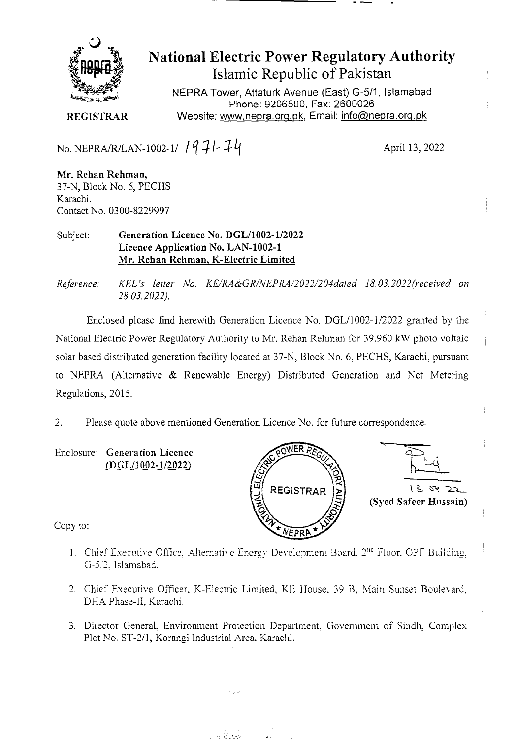# National Electric Power Regulatory Authority

Islamic Republic of Pakistan

NEPRA Tower, Attaturk Avenue (East) G-5/1, Islamabad
Phone: 9206500, Fax: 2600026
Website: www.nepra.org.pk, Email: info@nepra.org.pk

**REGISTRAR**

No. NEPRA/R/LAN-1002-1/ 1971-74

April 13, 2022

**Mr. Rehan Rehman,**
37-N, Block No. 6, PECHS
Karachi.
Contact No. 0300-8229997

Subject: **Generation Licence No. DGL/1002-1/2022**
**Licence Application No. LAN-1002-1**
**Mr. Rehan Rehman, K-Electric Limited**

*Reference: KEL's letter No. KE/RA&GR/NEPRA/2022/204dated 18.03.2022(received on 28.03.2022).*

Enclosed please find herewith Generation Licence No. DGL/1002-1/2022 granted by the National Electric Power Regulatory Authority to Mr. Rehan Rehman for 39.960 kW photo voltaic solar based distributed generation facility located at 37-N, Block No. 6, PECHS, Karachi, pursuant to NEPRA (Alternative & Renewable Energy) Distributed Generation and Net Metering Regulations, 2015.

2. Please quote above mentioned Generation Licence No. for future correspondence.

Enclosure: **Generation Licence**
**(DGL/1002-1/2022)**

13 04 22
**(Syed Safeer Hussain)**

Copy to:

1. Chief Executive Office, Alternative Energy Development Board, 2nd Floor, OPF Building, G-5/2, Islamabad.
2. Chief Executive Officer, K-Electric Limited, KE House, 39 B, Main Sunset Boulevard, DHA Phase-II, Karachi.
3. Director General, Environment Protection Department, Government of Sindh, Complex Plot No. ST-2/1, Korangi Industrial Area, Karachi.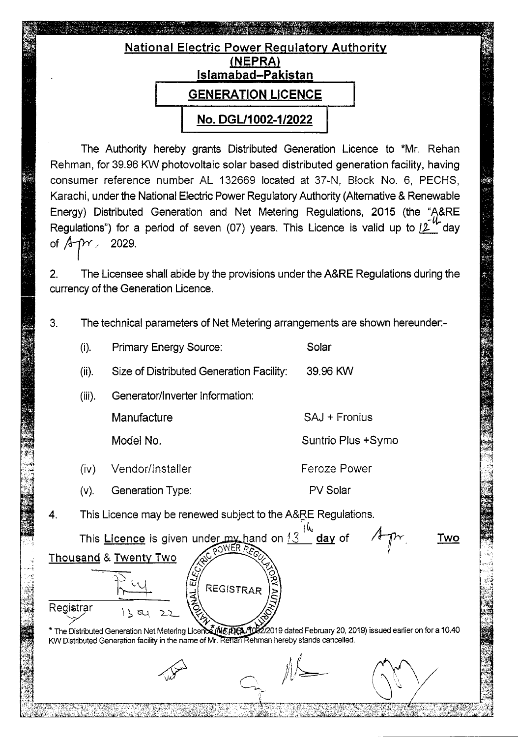# National Electric Power Regulatory Authority
## (NEPRA)
## Islamabad–Pakistan

### GENERATION LICENCE

### No. DGL/1002-1/2022

The Authority hereby grants Distributed Generation Licence to *Mr. Rehan Rehman, for 39.96 KW photovoltaic solar based distributed generation facility, having consumer reference number AL 132669 located at 37-N, Block No. 6, PECHS, Karachi, under the National Electric Power Regulatory Authority (Alternative & Renewable Energy) Distributed Generation and Net Metering Regulations, 2015 (the "A&RE Regulations") for a period of seven (07) years. This Licence is valid up to 12th day of Apr, 2029.

2. The Licensee shall abide by the provisions under the A&RE Regulations during the currency of the Generation Licence.

3. The technical parameters of Net Metering arrangements are shown hereunder:-

| | | |
|---|---|---|
| (i). | Primary Energy Source: | Solar |
| (ii). | Size of Distributed Generation Facility: | 39.96 KW |
| (iii). | Generator/Inverter Information: | |
| | Manufacture | SAJ + Fronius |
| | Model No. | Suntrio Plus +Symo |
| (iv) | Vendor/Installer | Feroze Power |
| (v). | Generation Type: | PV Solar |

4. This Licence may be renewed subject to the A&RE Regulations.

This **Licence** is given under my hand on 13th **day** of Apr, **Two Thousand** & **Twenty Two**

Registrar
13.04.22

REGISTRAR

* The Distributed Generation Net Metering Licence (NEPRA/1002/2019 dated February 20, 2019) issued earlier on for a 10.40 KW Distributed Generation facility in the name of Mr. Rehan Rehman hereby stands cancelled.